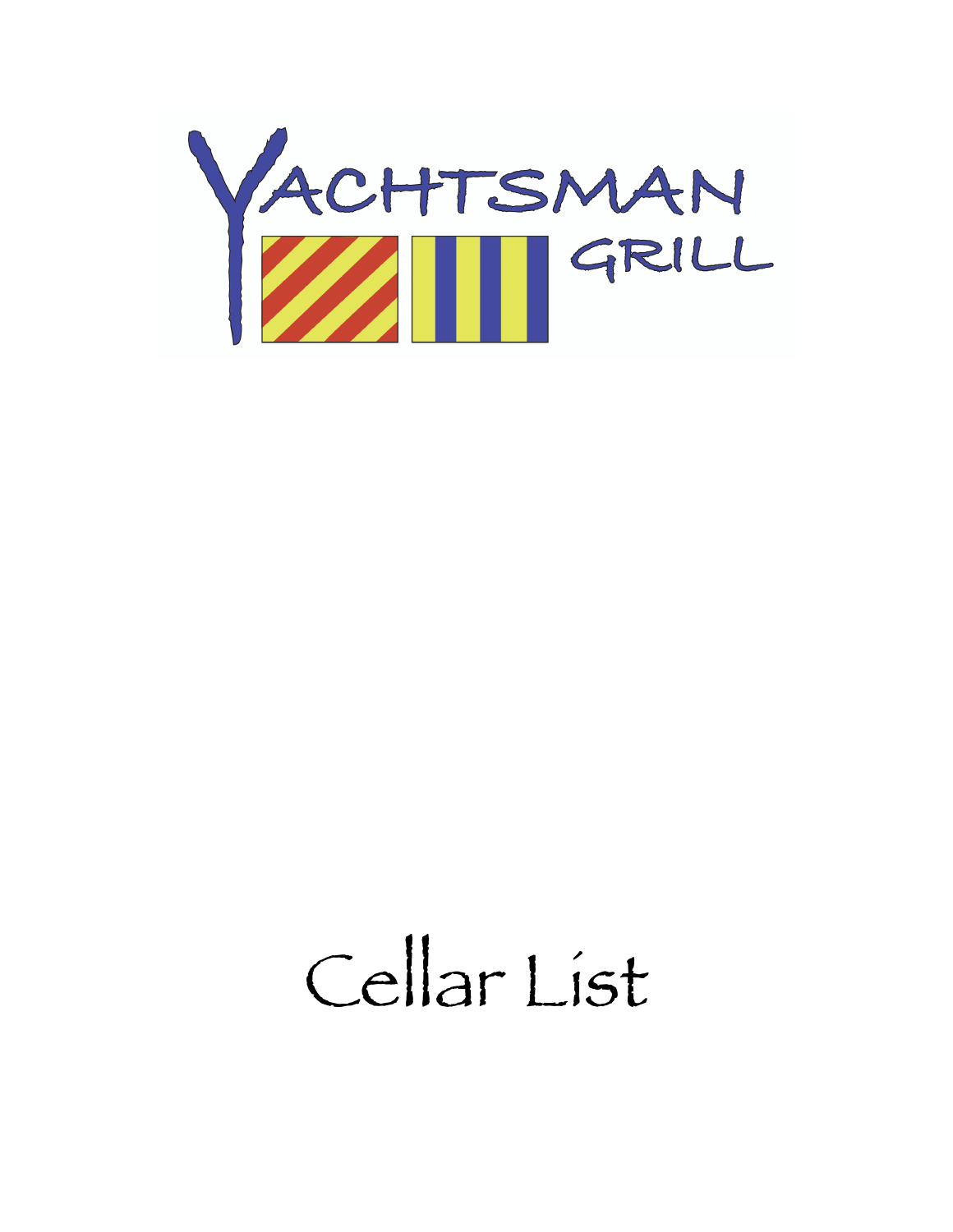# YACHTSMAN GRILL

# Cellar List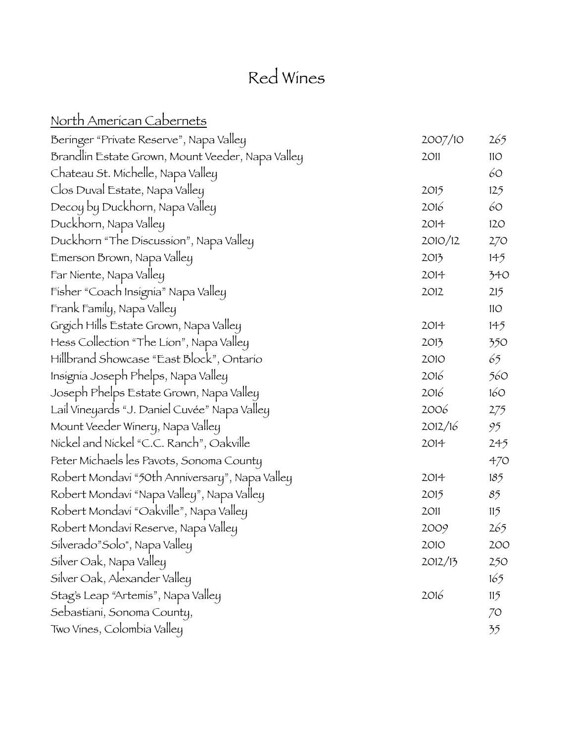# Red Wines

## North American Cabernets

| Wine | Vintage | Price |
|---|---|---|
| Beringer "Private Reserve", Napa Valley | 2007/10 | 265 |
| Brandlin Estate Grown, Mount Veeder, Napa Valley | 2011 | 110 |
| Chateau St. Michelle, Napa Valley | | 60 |
| Clos Duval Estate, Napa Valley | 2015 | 125 |
| Decoy by Duckhorn, Napa Valley | 2016 | 60 |
| Duckhorn, Napa Valley | 2014 | 120 |
| Duckhorn "The Discussion", Napa Valley | 2010/12 | 270 |
| Emerson Brown, Napa Valley | 2013 | 145 |
| Far Niente, Napa Valley | 2014 | 340 |
| Fisher "Coach Insignia" Napa Valley | 2012 | 215 |
| Frank Family, Napa Valley | | 110 |
| Grgich Hills Estate Grown, Napa Valley | 2014 | 145 |
| Hess Collection "The Lion", Napa Valley | 2013 | 350 |
| Hillbrand Showcase "East Block", Ontario | 2010 | 65 |
| Insignia Joseph Phelps, Napa Valley | 2016 | 560 |
| Joseph Phelps Estate Grown, Napa Valley | 2016 | 160 |
| Lail Vineyards "J. Daniel Cuvée" Napa Valley | 2006 | 275 |
| Mount Veeder Winery, Napa Valley | 2012/16 | 95 |
| Nickel and Nickel "C.C. Ranch", Oakville | 2014 | 245 |
| Peter Michaels les Pavots, Sonoma County | | 470 |
| Robert Mondavi "50th Anniversary", Napa Valley | 2014 | 185 |
| Robert Mondavi "Napa Valley", Napa Valley | 2015 | 85 |
| Robert Mondavi "Oakville", Napa Valley | 2011 | 115 |
| Robert Mondavi Reserve, Napa Valley | 2009 | 265 |
| Silverado"Solo", Napa Valley | 2010 | 200 |
| Silver Oak, Napa Valley | 2012/13 | 250 |
| Silver Oak, Alexander Valley | | 165 |
| Stag's Leap "Artemis", Napa Valley | 2016 | 115 |
| Sebastiani, Sonoma County, | | 70 |
| Two Vines, Colombia Valley | | 35 |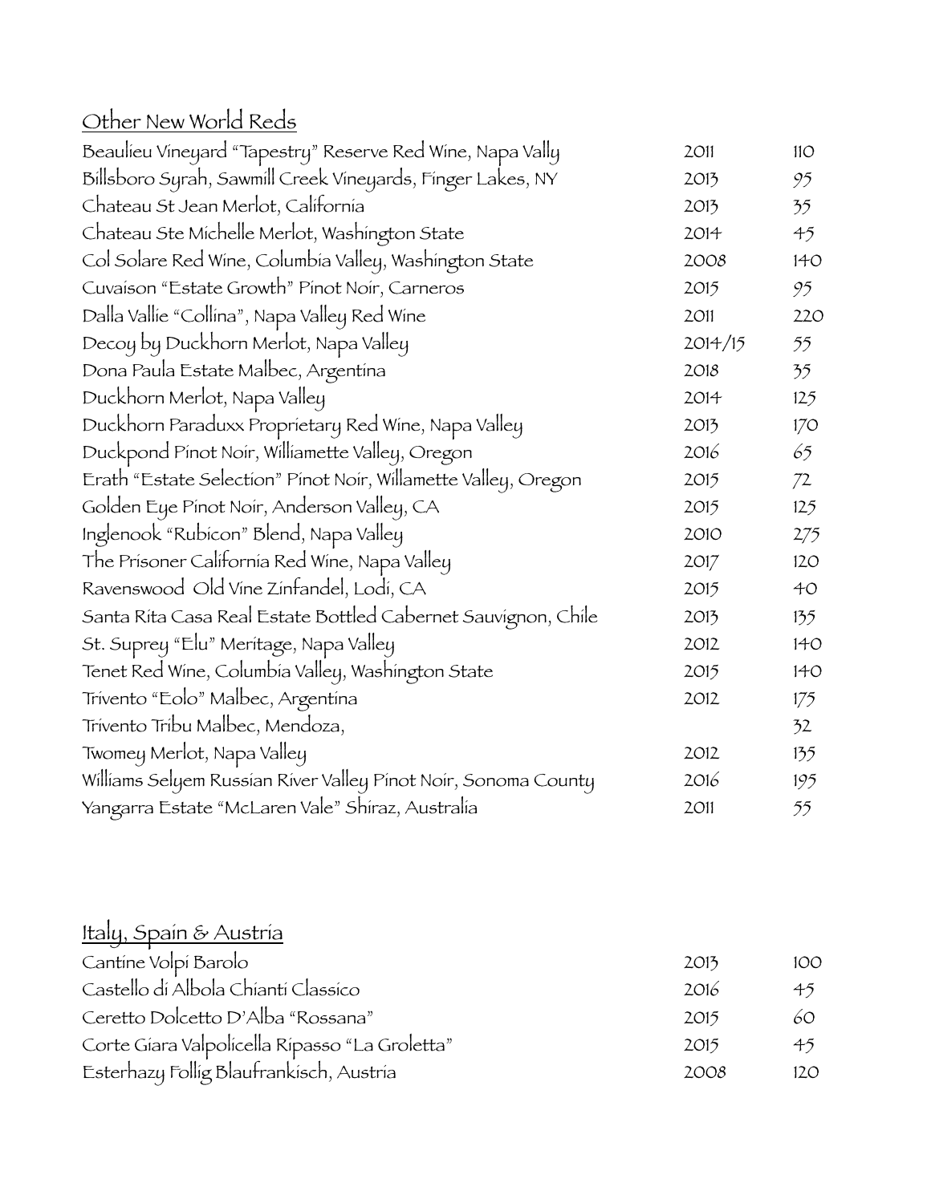## Other New World Reds

| | | |
|---|---|---|
| Beaulieu Vineyard "Tapestry" Reserve Red Wine, Napa Vally | 2011 | 110 |
| Billsboro Syrah, Sawmill Creek Vineyards, Finger Lakes, NY | 2013 | 95 |
| Chateau St Jean Merlot, California | 2013 | 35 |
| Chateau Ste Michelle Merlot, Washington State | 2014 | 45 |
| Col Solare Red Wine, Columbia Valley, Washington State | 2008 | 140 |
| Cuvaison "Estate Growth" Pinot Noir, Carneros | 2015 | 95 |
| Dalla Vallie "Collina", Napa Valley Red Wine | 2011 | 220 |
| Decoy by Duckhorn Merlot, Napa Valley | 2014/15 | 55 |
| Dona Paula Estate Malbec, Argentina | 2018 | 35 |
| Duckhorn Merlot, Napa Valley | 2014 | 125 |
| Duckhorn Paraduxx Proprietary Red Wine, Napa Valley | 2013 | 170 |
| Duckpond Pinot Noir, Williamette Valley, Oregon | 2016 | 65 |
| Erath "Estate Selection" Pinot Noir, Willamette Valley, Oregon | 2015 | 72 |
| Golden Eye Pinot Noir, Anderson Valley, CA | 2015 | 125 |
| Inglenook "Rubicon" Blend, Napa Valley | 2010 | 275 |
| The Prisoner California Red Wine, Napa Valley | 2017 | 120 |
| Ravenswood Old Vine Zinfandel, Lodi, CA | 2015 | 40 |
| Santa Rita Casa Real Estate Bottled Cabernet Sauvignon, Chile | 2013 | 135 |
| St. Suprey "Elu" Meritage, Napa Valley | 2012 | 140 |
| Tenet Red Wine, Columbia Valley, Washington State | 2015 | 140 |
| Trivento "Eolo" Malbec, Argentina | 2012 | 175 |
| Trivento Tribu Malbec, Mendoza, | | 32 |
| Twomey Merlot, Napa Valley | 2012 | 135 |
| Williams Selyem Russian River Valley Pinot Noir, Sonoma County | 2016 | 195 |
| Yangarra Estate "McLaren Vale" Shiraz, Australia | 2011 | 55 |

## Italy, Spain & Austria

| | | |
|---|---|---|
| Cantine Volpi Barolo | 2013 | 100 |
| Castello di Albola Chianti Classico | 2016 | 45 |
| Ceretto Dolcetto D'Alba "Rossana" | 2015 | 60 |
| Corte Giara Valpolicella Ripasso "La Groletta" | 2015 | 45 |
| Esterhazy Follig Blaufrankisch, Austria | 2008 | 120 |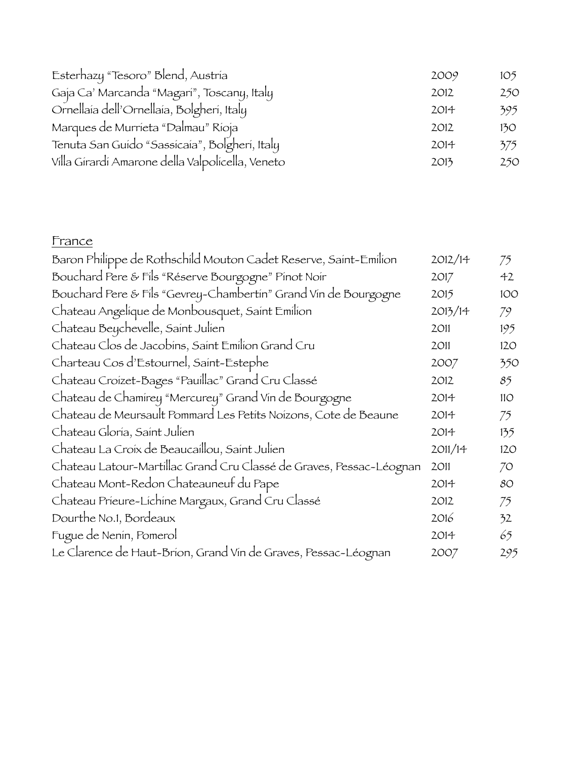| | | |
|---|---|---|
| Esterhazy "Tesoro" Blend, Austria | 2009 | 105 |
| Gaja Ca' Marcanda "Magari", Toscany, Italy | 2012 | 250 |
| Ornellaia dell'Ornellaia, Bolgheri, Italy | 2014 | 395 |
| Marques de Murrieta "Dalmau" Rioja | 2012 | 130 |
| Tenuta San Guido "Sassicaia", Bolgheri, Italy | 2014 | 375 |
| Villa Girardi Amarone della Valpolicella, Veneto | 2013 | 250 |

## France

| | | |
|---|---|---|
| Baron Philippe de Rothschild Mouton Cadet Reserve, Saint-Emilion | 2012/14 | 75 |
| Bouchard Pere & Fils "Réserve Bourgogne" Pinot Noir | 2017 | 42 |
| Bouchard Pere & Fils "Gevrey-Chambertin" Grand Vin de Bourgogne | 2015 | 100 |
| Chateau Angelique de Monbousquet, Saint Emilion | 2013/14 | 79 |
| Chateau Beychevelle, Saint Julien | 2011 | 195 |
| Chateau Clos de Jacobins, Saint Emilion Grand Cru | 2011 | 120 |
| Charteau Cos d'Estournel, Saint-Estephe | 2007 | 350 |
| Chateau Croizet-Bages "Pauillac" Grand Cru Classé | 2012 | 85 |
| Chateau de Chamirey "Mercurey" Grand Vin de Bourgogne | 2014 | 110 |
| Chateau de Meursault Pommard Les Petits Noizons, Cote de Beaune | 2014 | 75 |
| Chateau Gloria, Saint Julien | 2014 | 135 |
| Chateau La Croix de Beaucaillou, Saint Julien | 2011/14 | 120 |
| Chateau Latour-Martillac Grand Cru Classé de Graves, Pessac-Léognan | 2011 | 70 |
| Chateau Mont-Redon Chateauneuf du Pape | 2014 | 80 |
| Chateau Prieure-Lichine Margaux, Grand Cru Classé | 2012 | 75 |
| Dourthe No.1, Bordeaux | 2016 | 32 |
| Fugue de Nenin, Pomerol | 2014 | 65 |
| Le Clarence de Haut-Brion, Grand Vin de Graves, Pessac-Léognan | 2007 | 295 |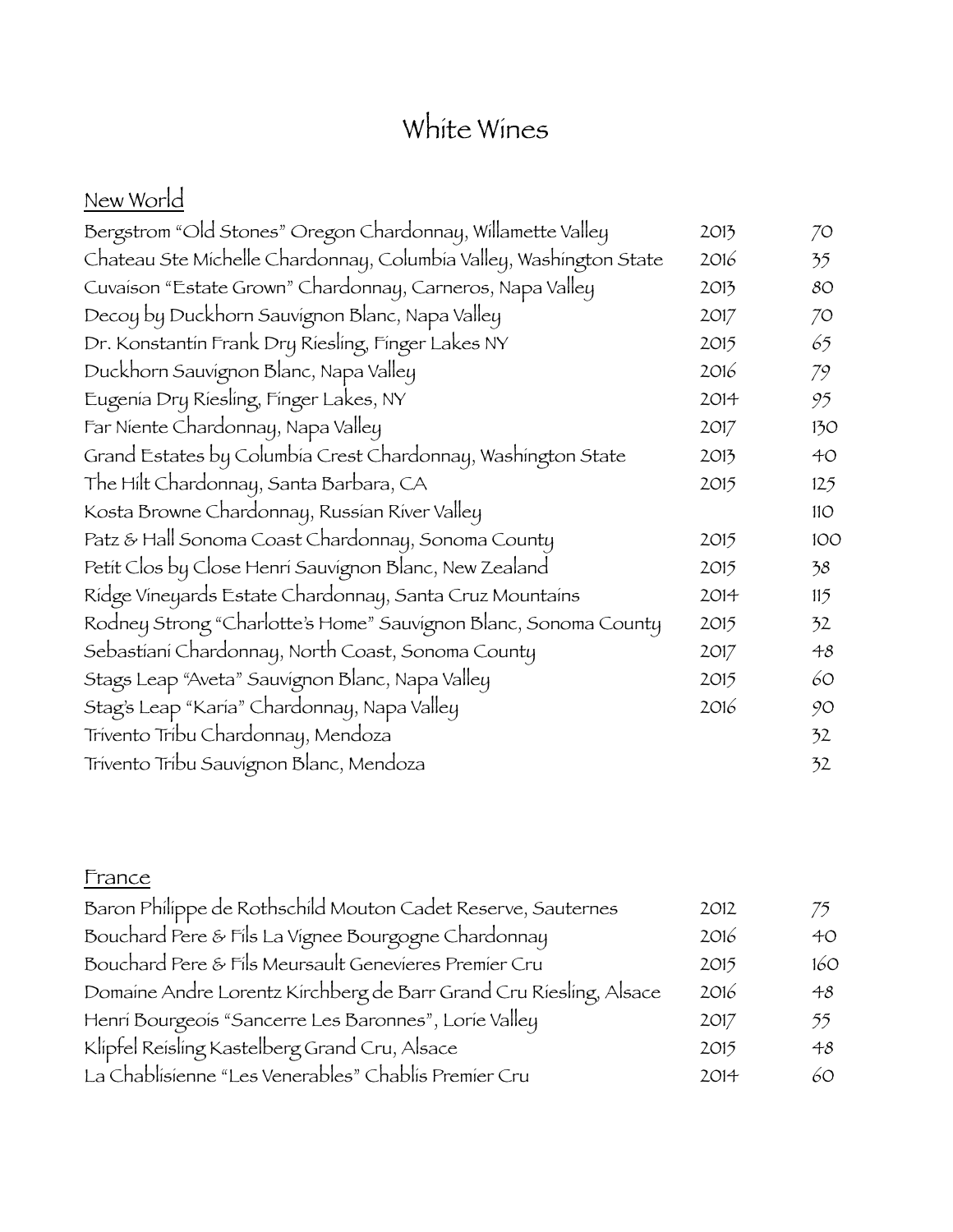# White Wines

## New World

| Wine | Vintage | Price |
| --- | --- | --- |
| Bergstrom "Old Stones" Oregon Chardonnay, Willamette Valley | 2013 | 70 |
| Chateau Ste Michelle Chardonnay, Columbia Valley, Washington State | 2016 | 35 |
| Cuvaison "Estate Grown" Chardonnay, Carneros, Napa Valley | 2013 | 80 |
| Decoy by Duckhorn Sauvignon Blanc, Napa Valley | 2017 | 70 |
| Dr. Konstantin Frank Dry Riesling, Finger Lakes NY | 2015 | 65 |
| Duckhorn Sauvignon Blanc, Napa Valley | 2016 | 79 |
| Eugenia Dry Riesling, Finger Lakes, NY | 2014 | 95 |
| Far Niente Chardonnay, Napa Valley | 2017 | 130 |
| Grand Estates by Columbia Crest Chardonnay, Washington State | 2013 | 40 |
| The Hilt Chardonnay, Santa Barbara, CA | 2015 | 125 |
| Kosta Browne Chardonnay, Russian River Valley | | 110 |
| Patz & Hall Sonoma Coast Chardonnay, Sonoma County | 2015 | 100 |
| Petit Clos by Close Henri Sauvignon Blanc, New Zealand | 2015 | 38 |
| Ridge Vineyards Estate Chardonnay, Santa Cruz Mountains | 2014 | 115 |
| Rodney Strong "Charlotte's Home" Sauvignon Blanc, Sonoma County | 2015 | 32 |
| Sebastiani Chardonnay, North Coast, Sonoma County | 2017 | 48 |
| Stags Leap "Aveta" Sauvignon Blanc, Napa Valley | 2015 | 60 |
| Stag's Leap "Karia" Chardonnay, Napa Valley | 2016 | 90 |
| Trivento Tribu Chardonnay, Mendoza | | 32 |
| Trivento Tribu Sauvignon Blanc, Mendoza | | 32 |

## France

| Wine | Vintage | Price |
| --- | --- | --- |
| Baron Philippe de Rothschild Mouton Cadet Reserve, Sauternes | 2012 | 75 |
| Bouchard Pere & Fils La Vignee Bourgogne Chardonnay | 2016 | 40 |
| Bouchard Pere & Fils Meursault Genevieres Premier Cru | 2015 | 160 |
| Domaine Andre Lorentz Kirchberg de Barr Grand Cru Riesling, Alsace | 2016 | 48 |
| Henri Bourgeois "Sancerre Les Baronnes", Lorie Valley | 2017 | 55 |
| Klipfel Reisling Kastelberg Grand Cru, Alsace | 2015 | 48 |
| La Chablisienne "Les Venerables" Chablis Premier Cru | 2014 | 60 |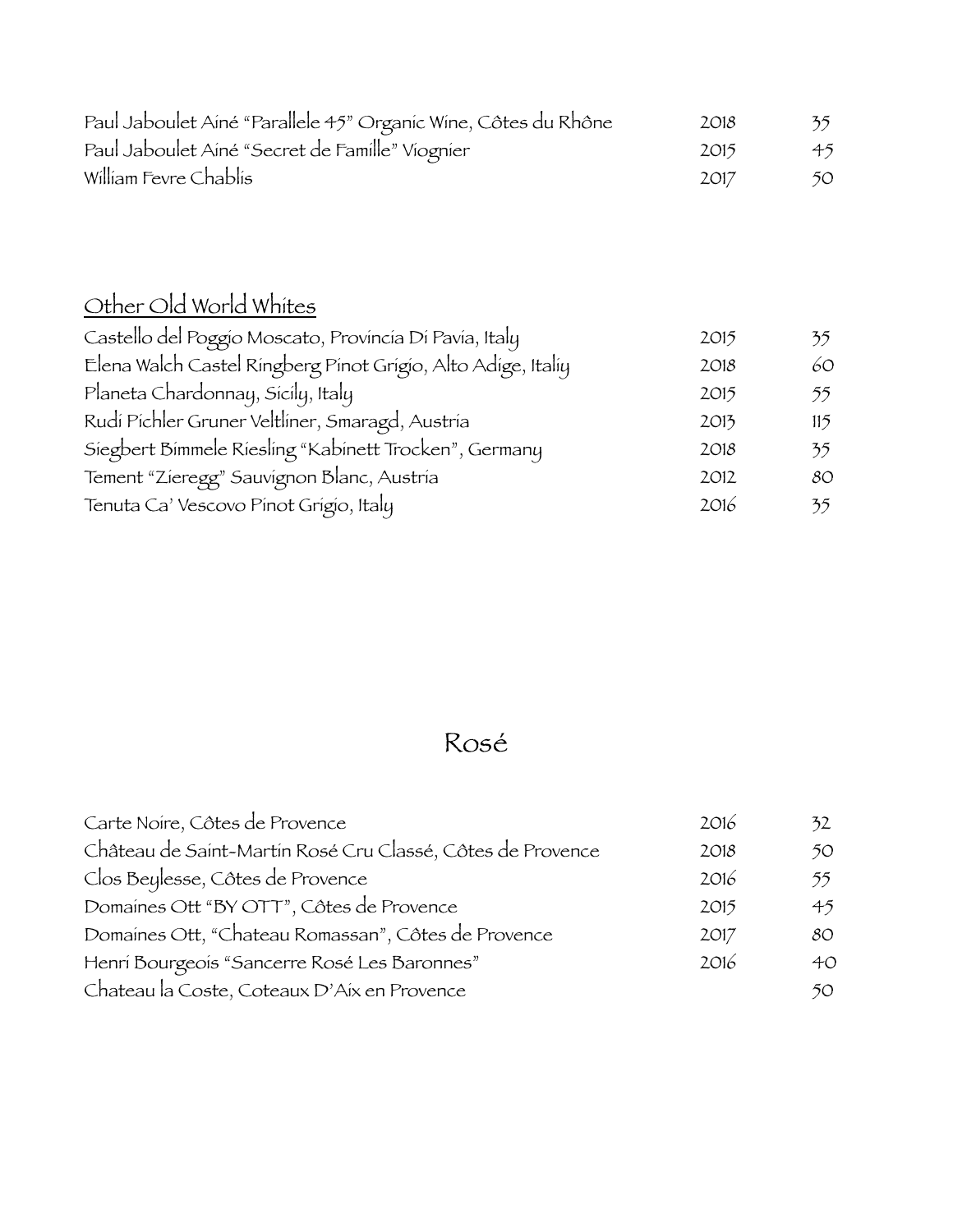| | | |
|---|---|---|
| Paul Jaboulet Aîné "Parallele 45" Organic Wine, Côtes du Rhône | 2018 | 35 |
| Paul Jaboulet Aîné "Secret de Famille" Viognier | 2015 | 45 |
| William Fevre Chablis | 2017 | 50 |

## Other Old World Whites

| | | |
|---|---|---|
| Castello del Poggio Moscato, Provincia Di Pavia, Italy | 2015 | 35 |
| Elena Walch Castel Ringberg Pinot Grigio, Alto Adige, Italiy | 2018 | 60 |
| Planeta Chardonnay, Sicily, Italy | 2015 | 55 |
| Rudi Pichler Gruner Veltliner, Smaragd, Austria | 2013 | 115 |
| Siegbert Bimmele Riesling "Kabinett Trocken", Germany | 2018 | 35 |
| Tement "Zieregg" Sauvignon Blanc, Austria | 2012 | 80 |
| Tenuta Ca' Vescovo Pinot Grigio, Italy | 2016 | 35 |

# Rosé

| | | |
|---|---|---|
| Carte Noire, Côtes de Provence | 2016 | 32 |
| Château de Saint-Martin Rosé Cru Classé, Côtes de Provence | 2018 | 50 |
| Clos Beylesse, Côtes de Provence | 2016 | 55 |
| Domaines Ott "BY OTT", Côtes de Provence | 2015 | 45 |
| Domaines Ott, "Chateau Romassan", Côtes de Provence | 2017 | 80 |
| Henri Bourgeois "Sancerre Rosé Les Baronnes" | 2016 | 40 |
| Chateau la Coste, Coteaux D'Aix en Provence | | 50 |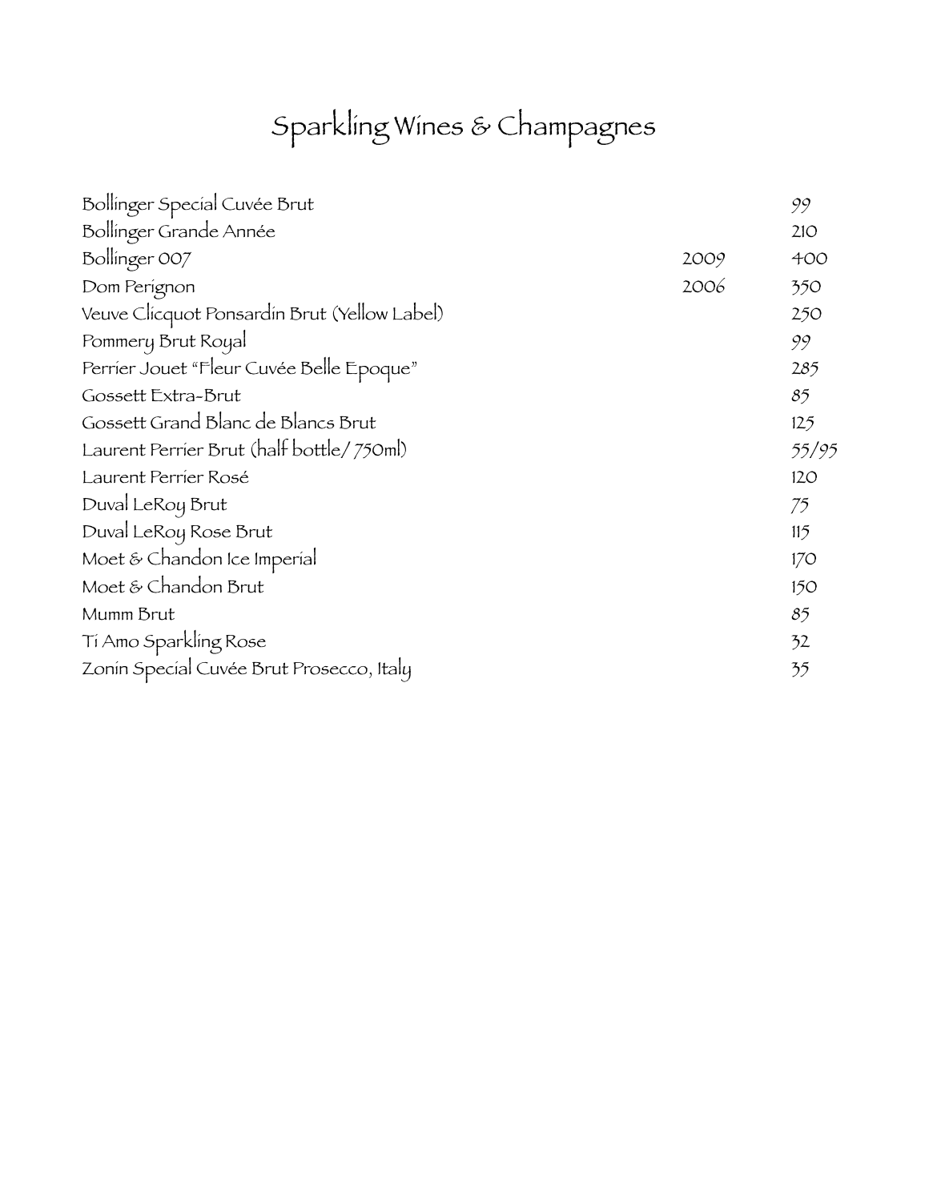# Sparkling Wines & Champagnes

| | | |
|---|---|---|
| Bollinger Special Cuvée Brut | | 99 |
| Bollinger Grande Année | | 210 |
| Bollinger 007 | 2009 | 400 |
| Dom Perignon | 2006 | 350 |
| Veuve Clicquot Ponsardin Brut (Yellow Label) | | 250 |
| Pommery Brut Royal | | 99 |
| Perrier Jouet "Fleur Cuvée Belle Epoque" | | 285 |
| Gossett Extra-Brut | | 85 |
| Gossett Grand Blanc de Blancs Brut | | 125 |
| Laurent Perrier Brut (half bottle/ 750ml) | | 55/95 |
| Laurent Perrier Rosé | | 120 |
| Duval LeRoy Brut | | 75 |
| Duval LeRoy Rose Brut | | 115 |
| Moet & Chandon Ice Imperial | | 170 |
| Moet & Chandon Brut | | 150 |
| Mumm Brut | | 85 |
| Ti Amo Sparkling Rose | | 32 |
| Zonin Special Cuvée Brut Prosecco, Italy | | 35 |